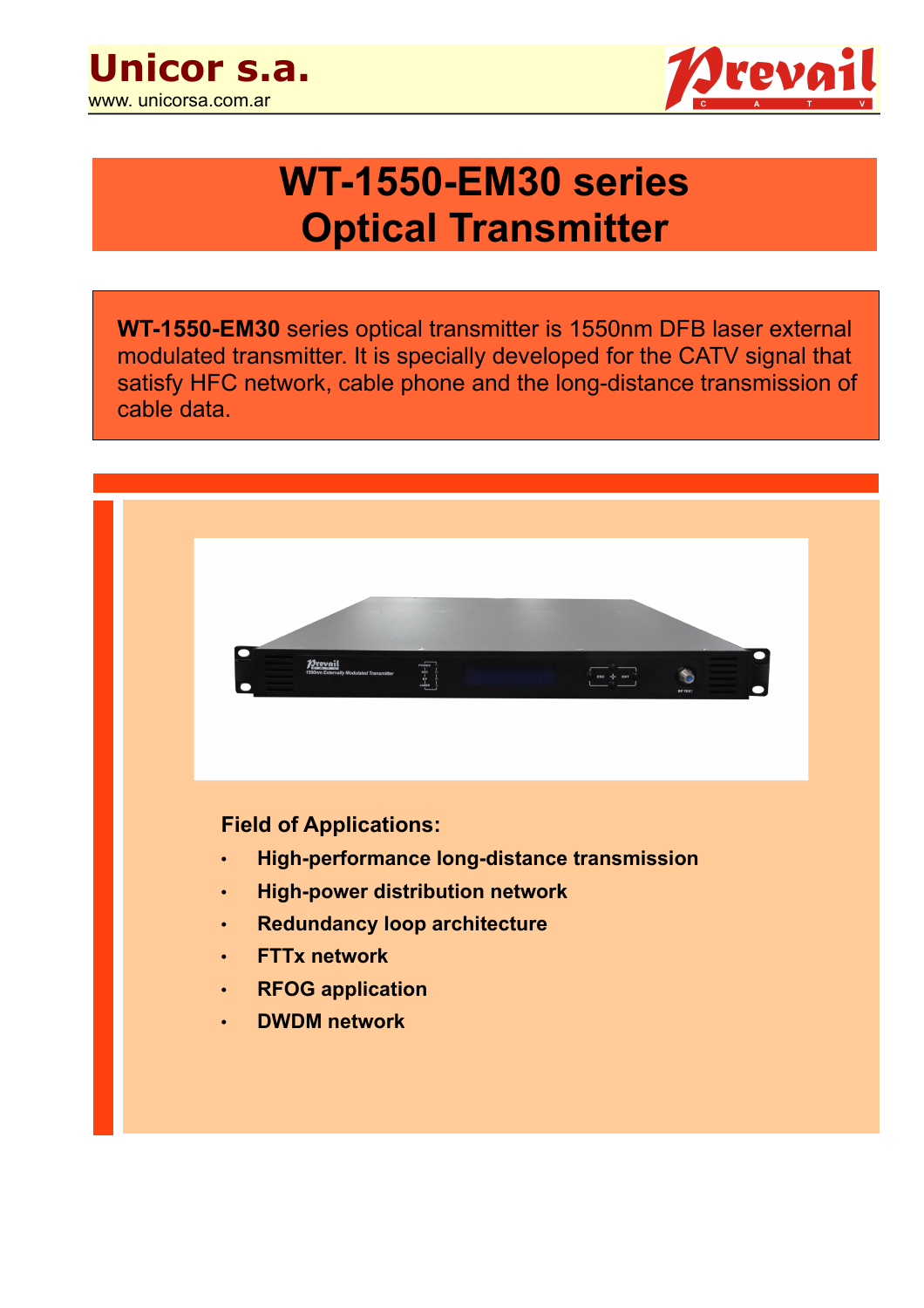**Unicor s.a.**
www. unicorsa.com.ar

# WT-1550-EM30 series Optical Transmitter

**WT-1550-EM30** series optical transmitter is 1550nm DFB laser external modulated transmitter. It is specially developed for the CATV signal that satisfy HFC network, cable phone and the long-distance transmission of cable data.

**Field of Applications:**

- **High-performance long-distance transmission**
- **High-power distribution network**
- **Redundancy loop architecture**
- **FTTx network**
- **RFOG application**
- **DWDM network**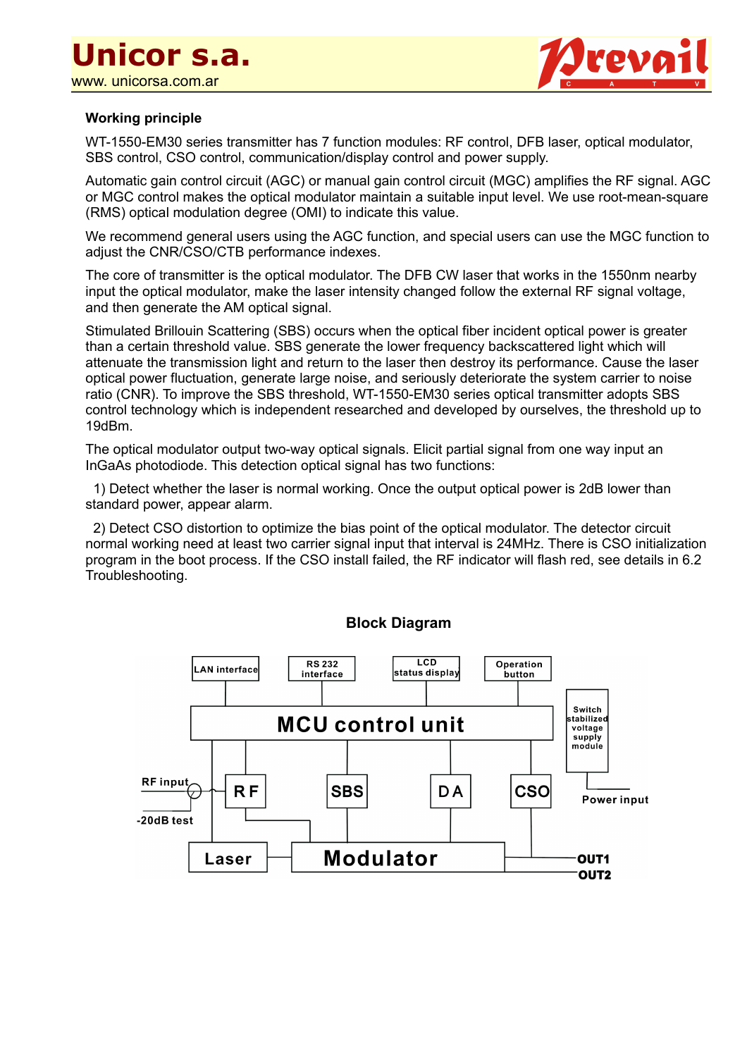**Working principle**

WT-1550-EM30 series transmitter has 7 function modules: RF control, DFB laser, optical modulator, SBS control, CSO control, communication/display control and power supply.

Automatic gain control circuit (AGC) or manual gain control circuit (MGC) amplifies the RF signal. AGC or MGC control makes the optical modulator maintain a suitable input level. We use root-mean-square (RMS) optical modulation degree (OMI) to indicate this value.

We recommend general users using the AGC function, and special users can use the MGC function to adjust the CNR/CSO/CTB performance indexes.

The core of transmitter is the optical modulator. The DFB CW laser that works in the 1550nm nearby input the optical modulator, make the laser intensity changed follow the external RF signal voltage, and then generate the AM optical signal.

Stimulated Brillouin Scattering (SBS) occurs when the optical fiber incident optical power is greater than a certain threshold value. SBS generate the lower frequency backscattered light which will attenuate the transmission light and return to the laser then destroy its performance. Cause the laser optical power fluctuation, generate large noise, and seriously deteriorate the system carrier to noise ratio (CNR). To improve the SBS threshold, WT-1550-EM30 series optical transmitter adopts SBS control technology which is independent researched and developed by ourselves, the threshold up to 19dBm.

The optical modulator output two-way optical signals. Elicit partial signal from one way input an InGaAs photodiode. This detection optical signal has two functions:

1) Detect whether the laser is normal working. Once the output optical power is 2dB lower than standard power, appear alarm.

2) Detect CSO distortion to optimize the bias point of the optical modulator. The detector circuit normal working need at least two carrier signal input that interval is 24MHz. There is CSO initialization program in the boot process. If the CSO install failed, the RF indicator will flash red, see details in 6.2 Troubleshooting.

**Block Diagram**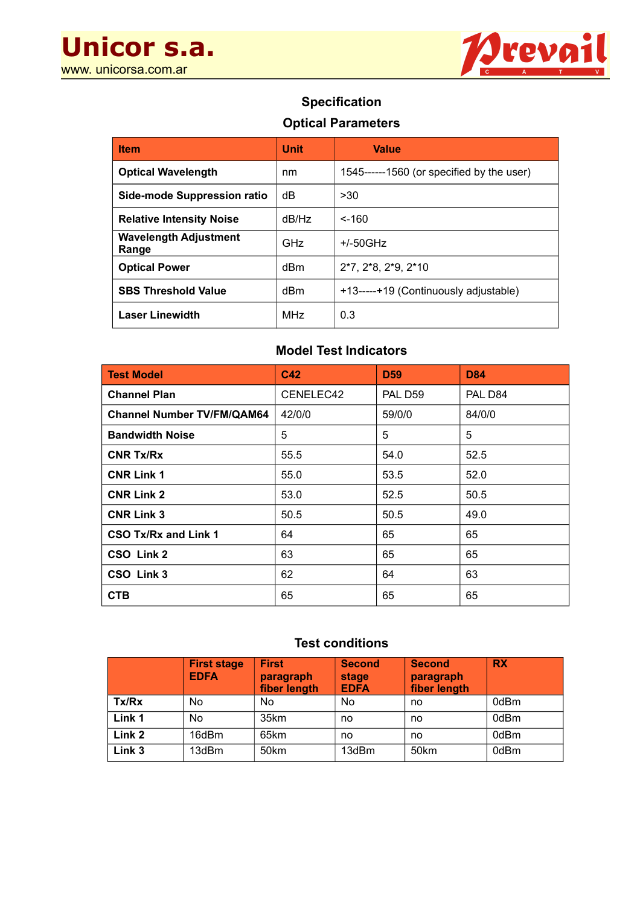## Specification

### Optical Parameters

| Item | Unit | Value |
| --- | --- | --- |
| Optical Wavelength | nm | 1545------1560 (or specified by the user) |
| Side-mode Suppression ratio | dB | >30 |
| Relative Intensity Noise | dB/Hz | <-160 |
| Wavelength Adjustment Range | GHz | +/-50GHz |
| Optical Power | dBm | 2*7, 2*8, 2*9, 2*10 |
| SBS Threshold Value | dBm | +13-----+19 (Continuously adjustable) |
| Laser Linewidth | MHz | 0.3 |

### Model Test Indicators

| Test Model | C42 | D59 | D84 |
| --- | --- | --- | --- |
| Channel Plan | CENELEC42 | PAL D59 | PAL D84 |
| Channel Number TV/FM/QAM64 | 42/0/0 | 59/0/0 | 84/0/0 |
| Bandwidth Noise | 5 | 5 | 5 |
| CNR Tx/Rx | 55.5 | 54.0 | 52.5 |
| CNR Link 1 | 55.0 | 53.5 | 52.0 |
| CNR Link 2 | 53.0 | 52.5 | 50.5 |
| CNR Link 3 | 50.5 | 50.5 | 49.0 |
| CSO Tx/Rx and Link 1 | 64 | 65 | 65 |
| CSO Link 2 | 63 | 65 | 65 |
| CSO Link 3 | 62 | 64 | 63 |
| CTB | 65 | 65 | 65 |

### Test conditions

| | First stage EDFA | First paragraph fiber length | Second stage EDFA | Second paragraph fiber length | RX |
| --- | --- | --- | --- | --- | --- |
| Tx/Rx | No | No | No | no | 0dBm |
| Link 1 | No | 35km | no | no | 0dBm |
| Link 2 | 16dBm | 65km | no | no | 0dBm |
| Link 3 | 13dBm | 50km | 13dBm | 50km | 0dBm |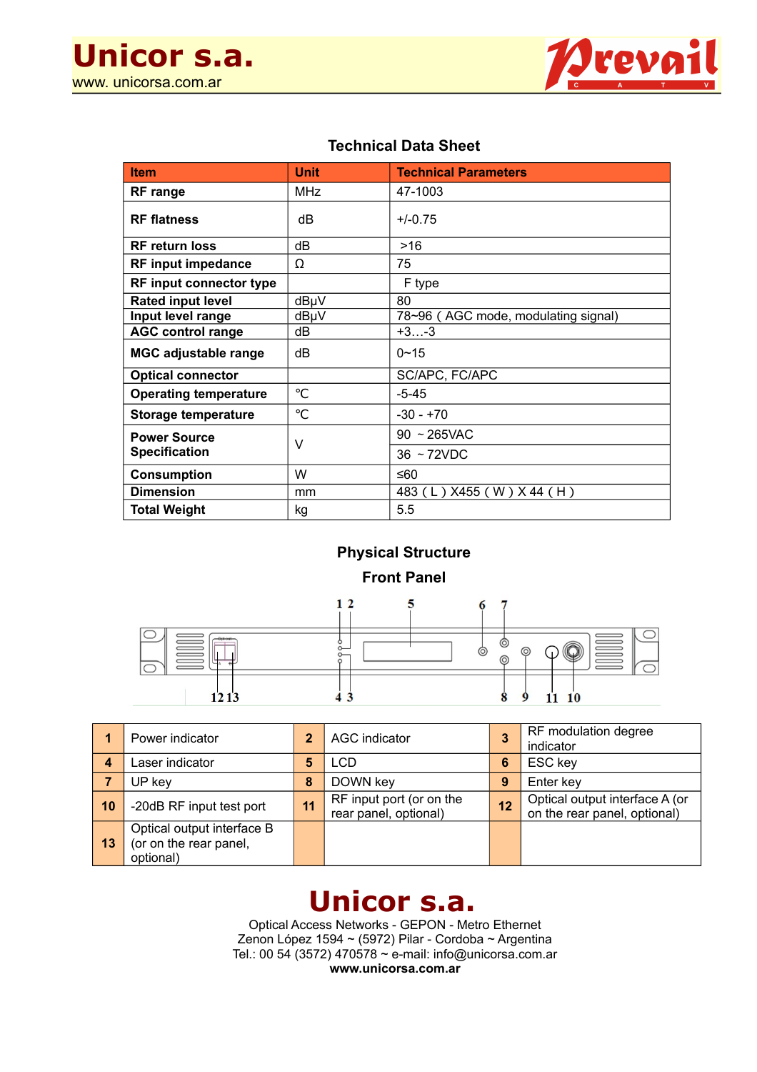# Unicor s.a.

www. unicorsa.com.ar

Prevail CATV

## Technical Data Sheet

| Item | Unit | Technical Parameters |
|---|---|---|
| RF range | MHz | 47-1003 |
| RF flatness | dB | +/-0.75 |
| RF return loss | dB | >16 |
| RF input impedance | Ω | 75 |
| RF input connector type | | F type |
| Rated input level | dBμV | 80 |
| Input level range | dBμV | 78~96（AGC mode, modulating signal） |
| AGC control range | dB | +3…-3 |
| MGC adjustable range | dB | 0~15 |
| Optical connector | | SC/APC, FC/APC |
| Operating temperature | ℃ | -5-45 |
| Storage temperature | ℃ | -30 - +70 |
| Power Source Specification | V | 90 ~265VAC |
| | | 36 ~72VDC |
| Consumption | W | ≤60 |
| Dimension | mm | 483（L）X455（W）X 44（H） |
| Total Weight | kg | 5.5 |

## Physical Structure

### Front Panel

1 2 5 6 7

12 13 4 3 8 9 11 10

| | | | | | |
|---|---|---|---|---|---|
| 1 | Power indicator | 2 | AGC indicator | 3 | RF modulation degree indicator |
| 4 | Laser indicator | 5 | LCD | 6 | ESC key |
| 7 | UP key | 8 | DOWN key | 9 | Enter key |
| 10 | -20dB RF input test port | 11 | RF input port (or on the rear panel, optional) | 12 | Optical output interface A (or on the rear panel, optional) |
| 13 | Optical output interface B (or on the rear panel, optional) | | | | |

# Unicor s.a.

Optical Access Networks - GEPON - Metro Ethernet
Zenon López 1594 ~ (5972) Pilar - Cordoba ~ Argentina
Tel.: 00 54 (3572) 470578 ~ e-mail: info@unicorsa.com.ar
**www.unicorsa.com.ar**